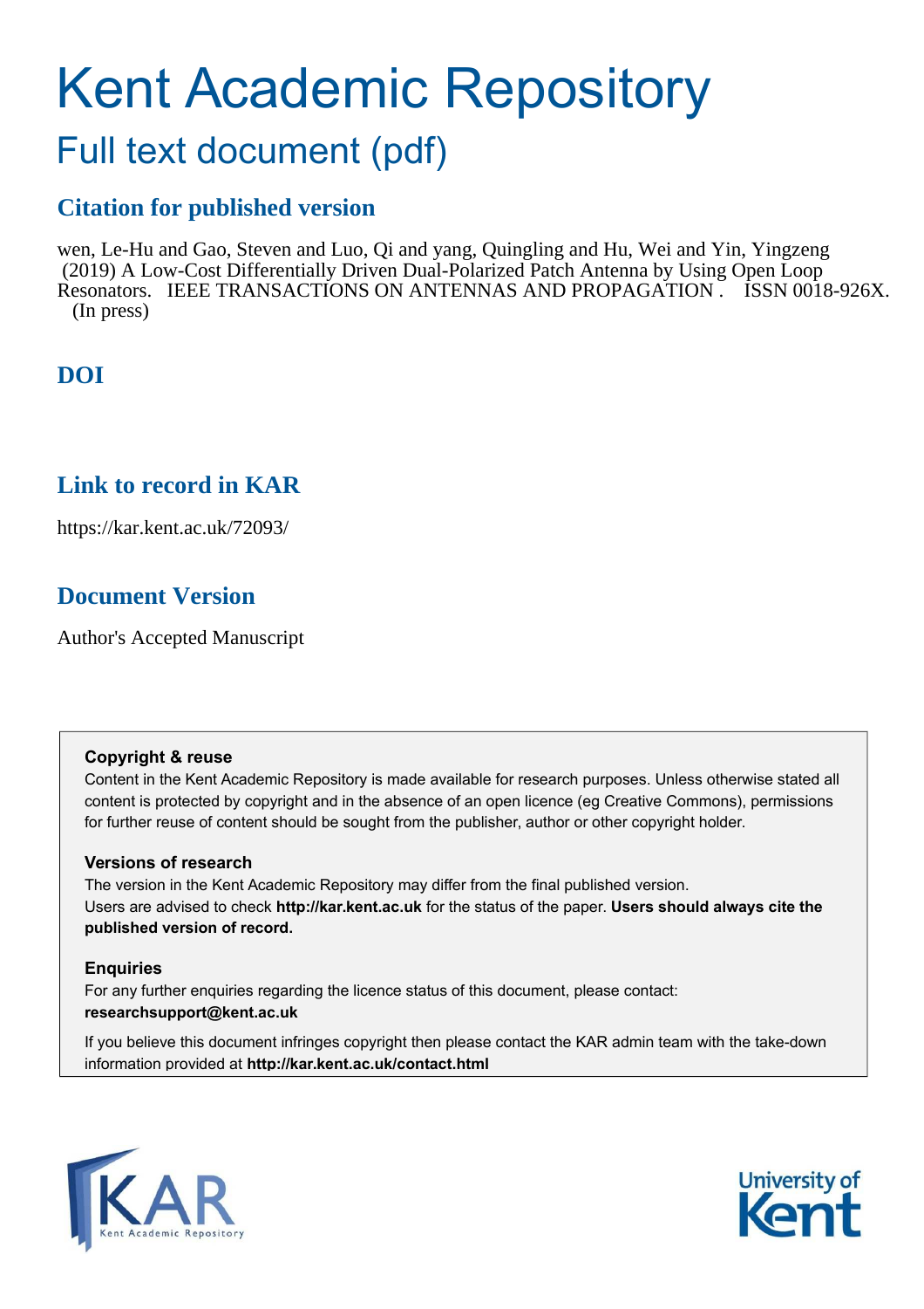# Kent Academic Repository

## Full text document (pdf)

### Citation for published version

wen, Le-Hu and Gao, Steven and Luo, Qi and yang, Quingling and Hu, Wei and Yin, Yingzeng (2019) A Low-Cost Differentially Driven Dual-Polarized Patch Antenna by Using Open Loop Resonators. IEEE TRANSACTIONS ON ANTENNAS AND PROPAGATION . ISSN 0018-926X. (In press)

### DOI

### Link to record in KAR

https://kar.kent.ac.uk/72093/

### Document Version

Author's Accepted Manuscript

**Copyright & reuse**

Content in the Kent Academic Repository is made available for research purposes. Unless otherwise stated all content is protected by copyright and in the absence of an open licence (eg Creative Commons), permissions for further reuse of content should be sought from the publisher, author or other copyright holder.

**Versions of research**

The version in the Kent Academic Repository may differ from the final published version. Users are advised to check **http://kar.kent.ac.uk** for the status of the paper. **Users should always cite the published version of record.**

**Enquiries**

For any further enquiries regarding the licence status of this document, please contact: **researchsupport@kent.ac.uk**

If you believe this document infringes copyright then please contact the KAR admin team with the take-down information provided at **http://kar.kent.ac.uk/contact.html**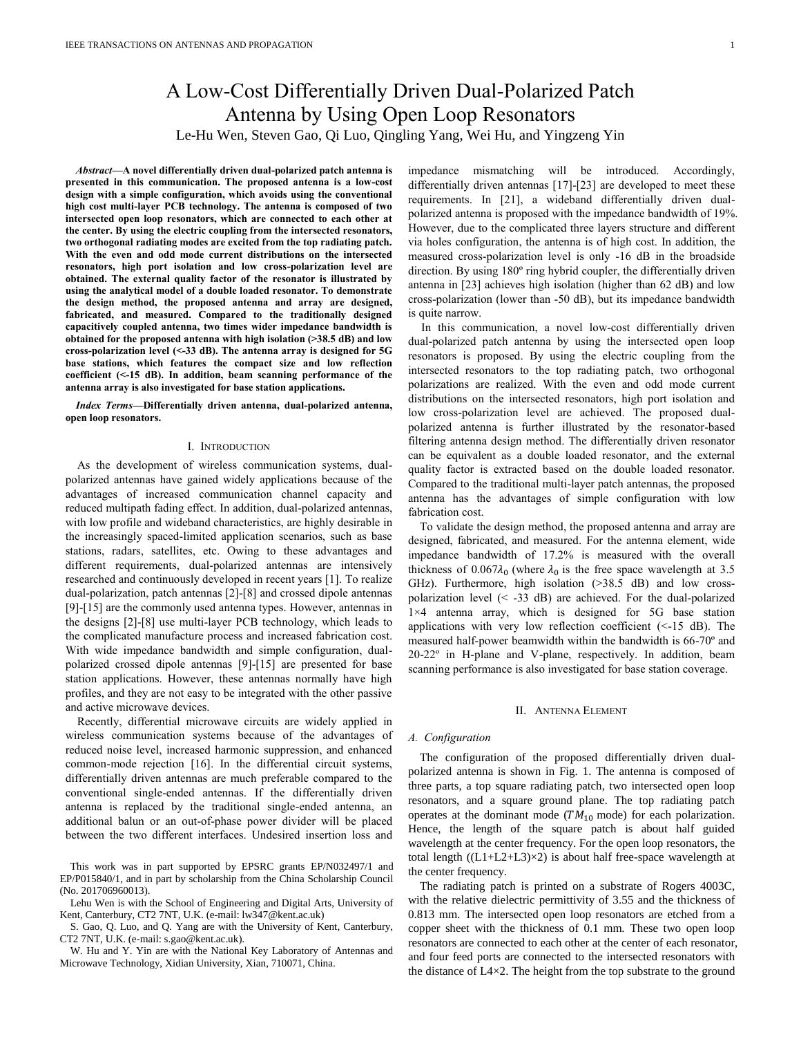# A Low-Cost Differentially Driven Dual-Polarized Patch Antenna by Using Open Loop Resonators

Le-Hu Wen, Steven Gao, Qi Luo, Qingling Yang, Wei Hu, and Yingzeng Yin

***Abstract*—A novel differentially driven dual-polarized patch antenna is presented in this communication. The proposed antenna is a low-cost design with a simple configuration, which avoids using the conventional high cost multi-layer PCB technology. The antenna is composed of two intersected open loop resonators, which are connected to each other at the center. By using the electric coupling from the intersected resonators, two orthogonal radiating modes are excited from the top radiating patch. With the even and odd mode current distributions on the intersected resonators, high port isolation and low cross-polarization level are obtained. The external quality factor of the resonator is illustrated by using the analytical model of a double loaded resonator. To demonstrate the design method, the proposed antenna and array are designed, fabricated, and measured. Compared to the traditionally designed capacitively coupled antenna, two times wider impedance bandwidth is obtained for the proposed antenna with high isolation (>38.5 dB) and low cross-polarization level (<-33 dB). The antenna array is designed for 5G base stations, which features the compact size and low reflection coefficient (<-15 dB). In addition, beam scanning performance of the antenna array is also investigated for base station applications.**

***Index Terms*—Differentially driven antenna, dual-polarized antenna, open loop resonators.**

## I. INTRODUCTION

As the development of wireless communication systems, dual-polarized antennas have gained widely applications because of the advantages of increased communication channel capacity and reduced multipath fading effect. In addition, dual-polarized antennas, with low profile and wideband characteristics, are highly desirable in the increasingly spaced-limited application scenarios, such as base stations, radars, satellites, etc. Owing to these advantages and different requirements, dual-polarized antennas are intensively researched and continuously developed in recent years [1]. To realize dual-polarization, patch antennas [2]-[8] and crossed dipole antennas [9]-[15] are the commonly used antenna types. However, antennas in the designs [2]-[8] use multi-layer PCB technology, which leads to the complicated manufacture process and increased fabrication cost. With wide impedance bandwidth and simple configuration, dual-polarized crossed dipole antennas [9]-[15] are presented for base station applications. However, these antennas normally have high profiles, and they are not easy to be integrated with the other passive and active microwave devices.

Recently, differential microwave circuits are widely applied in wireless communication systems because of the advantages of reduced noise level, increased harmonic suppression, and enhanced common-mode rejection [16]. In the differential circuit systems, differentially driven antennas are much preferable compared to the conventional single-ended antennas. If the differentially driven antenna is replaced by the traditional single-ended antenna, an additional balun or an out-of-phase power divider will be placed between the two different interfaces. Undesired insertion loss and impedance mismatching will be introduced. Accordingly, differentially driven antennas [17]-[23] are developed to meet these requirements. In [21], a wideband differentially driven dual-polarized antenna is proposed with the impedance bandwidth of 19%. However, due to the complicated three layers structure and different via holes configuration, the antenna is of high cost. In addition, the measured cross-polarization level is only -16 dB in the broadside direction. By using 180º ring hybrid coupler, the differentially driven antenna in [23] achieves high isolation (higher than 62 dB) and low cross-polarization (lower than -50 dB), but its impedance bandwidth is quite narrow.

In this communication, a novel low-cost differentially driven dual-polarized patch antenna by using the intersected open loop resonators is proposed. By using the electric coupling from the intersected resonators to the top radiating patch, two orthogonal polarizations are realized. With the even and odd mode current distributions on the intersected resonators, high port isolation and low cross-polarization level are achieved. The proposed dual-polarized antenna is further illustrated by the resonator-based filtering antenna design method. The differentially driven resonator can be equivalent as a double loaded resonator, and the external quality factor is extracted based on the double loaded resonator. Compared to the traditional multi-layer patch antennas, the proposed antenna has the advantages of simple configuration with low fabrication cost.

To validate the design method, the proposed antenna and array are designed, fabricated, and measured. For the antenna element, wide impedance bandwidth of 17.2% is measured with the overall thickness of $0.067\lambda_0$ (where $\lambda_0$ is the free space wavelength at 3.5 GHz). Furthermore, high isolation (>38.5 dB) and low cross-polarization level (< -33 dB) are achieved. For the dual-polarized 1×4 antenna array, which is designed for 5G base station applications with very low reflection coefficient (<-15 dB). The measured half-power beamwidth within the bandwidth is 66-70º and 20-22º in H-plane and V-plane, respectively. In addition, beam scanning performance is also investigated for base station coverage.

## II. ANTENNA ELEMENT

### *A. Configuration*

The configuration of the proposed differentially driven dual-polarized antenna is shown in Fig. 1. The antenna is composed of three parts, a top square radiating patch, two intersected open loop resonators, and a square ground plane. The top radiating patch operates at the dominant mode ($TM_{10}$ mode) for each polarization. Hence, the length of the square patch is about half guided wavelength at the center frequency. For the open loop resonators, the total length ((L1+L2+L3)×2) is about half free-space wavelength at the center frequency.

The radiating patch is printed on a substrate of Rogers 4003C, with the relative dielectric permittivity of 3.55 and the thickness of 0.813 mm. The intersected open loop resonators are etched from a copper sheet with the thickness of 0.1 mm. These two open loop resonators are connected to each other at the center of each resonator, and four feed ports are connected to the intersected resonators with the distance of L4×2. The height from the top substrate to the ground

This work was in part supported by EPSRC grants EP/N032497/1 and EP/P015840/1, and in part by scholarship from the China Scholarship Council (No. 201706960013).

Lehu Wen is with the School of Engineering and Digital Arts, University of Kent, Canterbury, CT2 7NT, U.K. (e-mail: lw347@kent.ac.uk)

S. Gao, Q. Luo, and Q. Yang are with the University of Kent, Canterbury, CT2 7NT, U.K. (e-mail: s.gao@kent.ac.uk).

W. Hu and Y. Yin are with the National Key Laboratory of Antennas and Microwave Technology, Xidian University, Xian, 710071, China.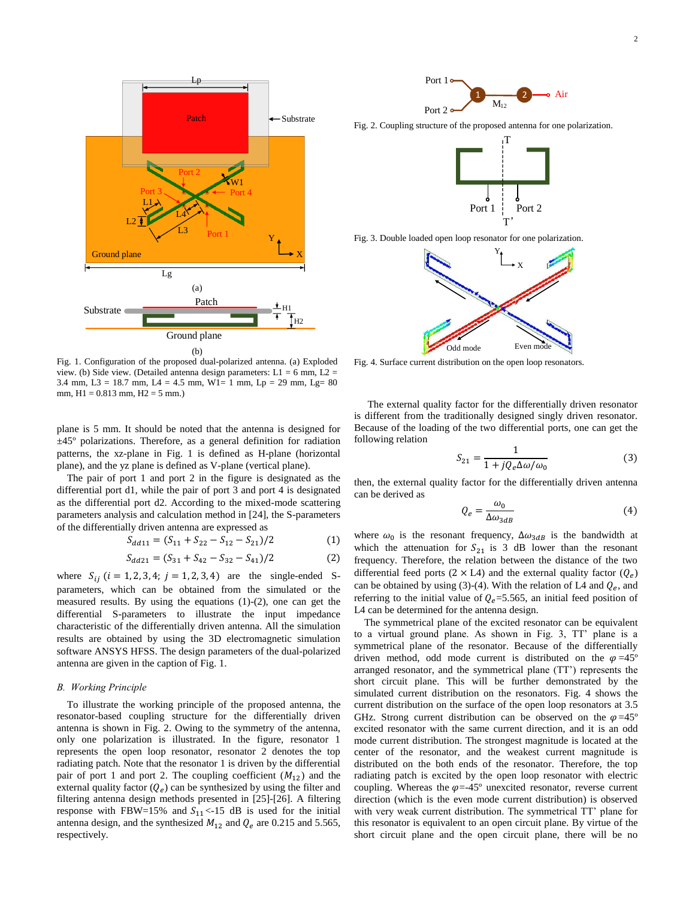Lp

Patch

Substrate

Port 2

W1

Port 3

Port 4

L1

L4

L2

L3

Port 1

Y

X

Ground plane

Lg

(a)

Patch

Substrate

H1

H2

Ground plane

(b)

Fig. 1. Configuration of the proposed dual-polarized antenna. (a) Exploded view. (b) Side view. (Detailed antenna design parameters: L1 = 6 mm, L2 = 3.4 mm, L3 = 18.7 mm, L4 = 4.5 mm, W1= 1 mm, Lp = 29 mm, Lg= 80 mm, H1 = 0.813 mm, H2 = 5 mm.)

plane is 5 mm. It should be noted that the antenna is designed for ±45º polarizations. Therefore, as a general definition for radiation patterns, the xz-plane in Fig. 1 is defined as H-plane (horizontal plane), and the yz plane is defined as V-plane (vertical plane).

The pair of port 1 and port 2 in the figure is designated as the differential port d1, while the pair of port 3 and port 4 is designated as the differential port d2. According to the mixed-mode scattering parameters analysis and calculation method in [24], the S-parameters of the differentially driven antenna are expressed as

$$S_{dd11} = (S_{11} + S_{22} - S_{12} - S_{21})/2 \quad (1)$$

$$S_{dd21} = (S_{31} + S_{42} - S_{32} - S_{41})/2 \quad (2)$$

where $S_{ij}$ $(i = 1,2,3,4;\ j = 1,2,3,4)$ are the single-ended S-parameters, which can be obtained from the simulated or the measured results. By using the equations (1)-(2), one can get the differential S-parameters to illustrate the input impedance characteristic of the differentially driven antenna. All the simulation results are obtained by using the 3D electromagnetic simulation software ANSYS HFSS. The design parameters of the dual-polarized antenna are given in the caption of Fig. 1.

### B. Working Principle

To illustrate the working principle of the proposed antenna, the resonator-based coupling structure for the differentially driven antenna is shown in Fig. 2. Owing to the symmetry of the antenna, only one polarization is illustrated. In the figure, resonator 1 represents the open loop resonator, resonator 2 denotes the top radiating patch. Note that the resonator 1 is driven by the differential pair of port 1 and port 2. The coupling coefficient ($M_{12}$) and the external quality factor ($Q_e$) can be synthesized by using the filter and filtering antenna design methods presented in [25]-[26]. A filtering response with FBW=15% and $S_{11}$<-15 dB is used for the initial antenna design, and the synthesized $M_{12}$ and $Q_e$ are 0.215 and 5.565, respectively.

Port 1

Port 2

1

2

Air

$M_{12}$

Fig. 2. Coupling structure of the proposed antenna for one polarization.

T

Port 1

Port 2

T'

Fig. 3. Double loaded open loop resonator for one polarization.

Y

X

Odd mode

Even mode

Fig. 4. Surface current distribution on the open loop resonators.

The external quality factor for the differentially driven resonator is different from the traditionally designed singly driven resonator. Because of the loading of the two differential ports, one can get the following relation

$$S_{21} = \frac{1}{1 + jQ_e\Delta\omega/\omega_0} \quad (3)$$

then, the external quality factor for the differentially driven antenna can be derived as

$$Q_e = \frac{\omega_0}{\Delta\omega_{3dB}} \quad (4)$$

where $\omega_0$ is the resonant frequency, $\Delta\omega_{3dB}$ is the bandwidth at which the attenuation for $S_{21}$ is 3 dB lower than the resonant frequency. Therefore, the relation between the distance of the two differential feed ports (2 × L4) and the external quality factor ($Q_e$) can be obtained by using (3)-(4). With the relation of L4 and $Q_e$, and referring to the initial value of $Q_e$=5.565, an initial feed position of L4 can be determined for the antenna design.

The symmetrical plane of the excited resonator can be equivalent to a virtual ground plane. As shown in Fig. 3, TT' plane is a symmetrical plane of the resonator. Because of the differentially driven method, odd mode current is distributed on the $\varphi$ =45º arranged resonator, and the symmetrical plane (TT') represents the short circuit plane. This will be further demonstrated by the simulated current distribution on the resonators. Fig. 4 shows the simulated current distribution on the surface of the open loop resonators at 3.5 GHz. Strong current distribution can be observed on the $\varphi$ =45º excited resonator with the same current direction, and it is an odd mode current distribution. The strongest current magnitude is located at the center of the resonator, and the weakest current magnitude is distributed on the both ends of the resonator. Therefore, the top radiating patch is excited by the open loop resonator with electric coupling. Whereas the $\varphi$=-45º unexcited resonator, reverse current direction (which is the even mode current distribution) is observed with very weak current distribution. The symmetrical TT' plane for this resonator is equivalent to an open circuit plane. By virtue of the short circuit plane and the open circuit plane, there will be no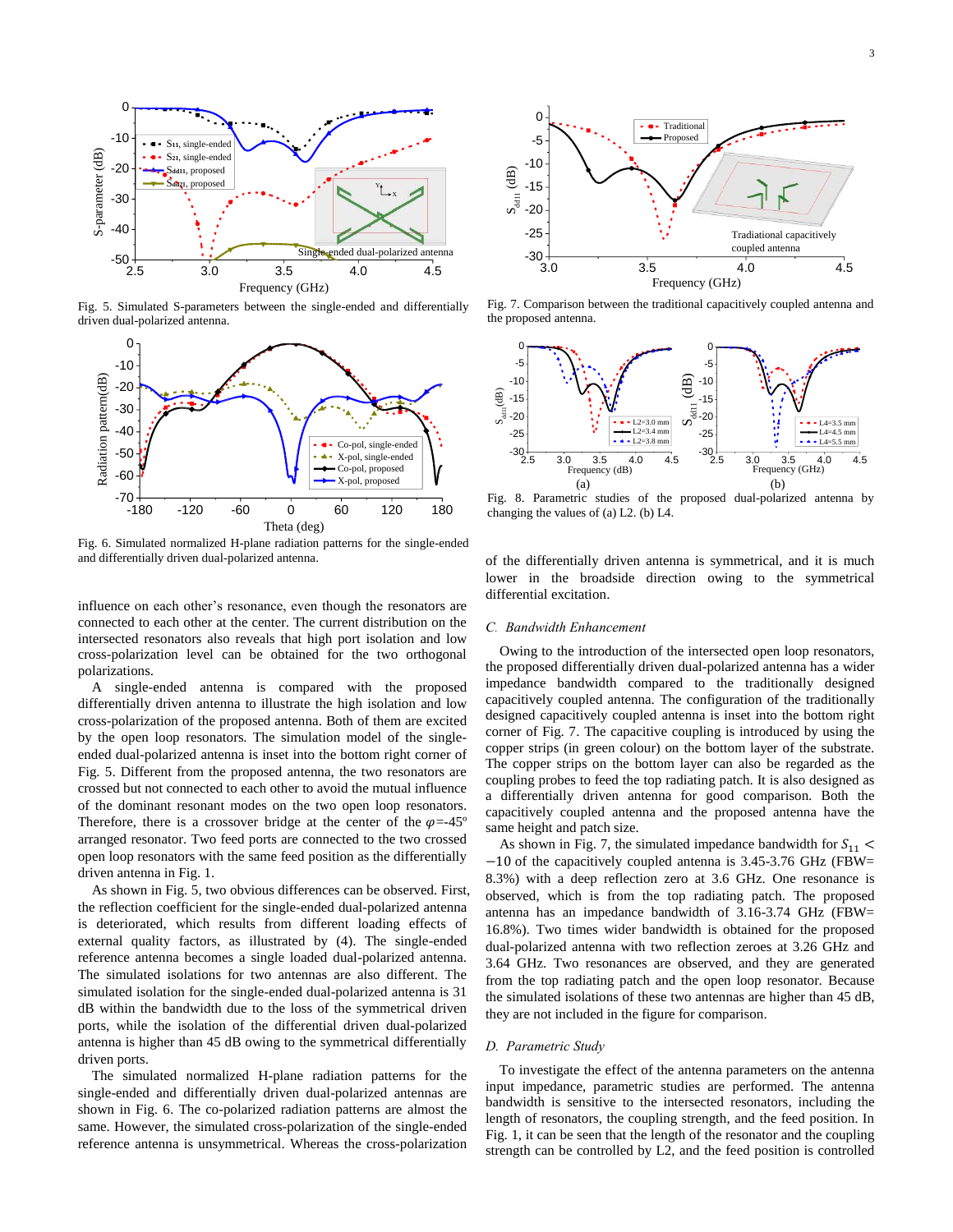0
-10
-20
-30
-40
-50
S-parameter (dB)
2.5
3.0
3.5
4.0
4.5
Frequency (GHz)
S11, single-ended
S21, single-ended
Sdd11, proposed
Sdd21, proposed
Single-ended dual-polarized antenna

Fig. 5. Simulated S-parameters between the single-ended and differentially driven dual-polarized antenna.

0
-10
-20
-30
-40
-50
-60
-70
Radiation pattern(dB)
-180
-120
-60
0
60
120
180
Theta (deg)
Co-pol, single-ended
X-pol, single-ended
Co-pol, proposed
X-pol, proposed

Fig. 6. Simulated normalized H-plane radiation patterns for the single-ended and differentially driven dual-polarized antenna.

influence on each other's resonance, even though the resonators are connected to each other at the center. The current distribution on the intersected resonators also reveals that high port isolation and low cross-polarization level can be obtained for the two orthogonal polarizations.

A single-ended antenna is compared with the proposed differentially driven antenna to illustrate the high isolation and low cross-polarization of the proposed antenna. Both of them are excited by the open loop resonators. The simulation model of the single-ended dual-polarized antenna is inset into the bottom right corner of Fig. 5. Different from the proposed antenna, the two resonators are crossed but not connected to each other to avoid the mutual influence of the dominant resonant modes on the two open loop resonators. Therefore, there is a crossover bridge at the center of the $\varphi$=-45º arranged resonator. Two feed ports are connected to the two crossed open loop resonators with the same feed position as the differentially driven antenna in Fig. 1.

As shown in Fig. 5, two obvious differences can be observed. First, the reflection coefficient for the single-ended dual-polarized antenna is deteriorated, which results from different loading effects of external quality factors, as illustrated by (4). The single-ended reference antenna becomes a single loaded dual-polarized antenna. The simulated isolations for two antennas are also different. The simulated isolation for the single-ended dual-polarized antenna is 31 dB within the bandwidth due to the loss of the symmetrical driven ports, while the isolation of the differential driven dual-polarized antenna is higher than 45 dB owing to the symmetrical differentially driven ports.

The simulated normalized H-plane radiation patterns for the single-ended and differentially driven dual-polarized antennas are shown in Fig. 6. The co-polarized radiation patterns are almost the same. However, the simulated cross-polarization of the single-ended reference antenna is unsymmetrical. Whereas the cross-polarization

0
-5
-10
-15
-20
-25
-30
$S_{dd11}$ (dB)
3.0
3.5
4.0
4.5
Frequency (GHz)
Traditional
Proposed
Tradiational capacitively coupled antenna

Fig. 7. Comparison between the traditional capacitively coupled antenna and the proposed antenna.

0
-5
-10
-15
-20
-25
-30
$S_{dd11}$ (dB)
2.5
3.0
3.5
4.0
4.5
Frequency (dB)
L2=3.0 mm
L2=3.4 mm
L2=3.8 mm
(a)

0
-5
-10
-15
-20
-25
-30
$S_{dd11}$ (dB)
2.5
3.0
3.5
4.0
4.5
Frequency (GHz)
L4=3.5 mm
L4=4.5 mm
L4=5.5 mm
(b)

Fig. 8. Parametric studies of the proposed dual-polarized antenna by changing the values of (a) L2. (b) L4.

of the differentially driven antenna is symmetrical, and it is much lower in the broadside direction owing to the symmetrical differential excitation.

### *C. Bandwidth Enhancement*

Owing to the introduction of the intersected open loop resonators, the proposed differentially driven dual-polarized antenna has a wider impedance bandwidth compared to the traditionally designed capacitively coupled antenna. The configuration of the traditionally designed capacitively coupled antenna is inset into the bottom right corner of Fig. 7. The capacitive coupling is introduced by using the copper strips (in green colour) on the bottom layer of the substrate. The copper strips on the bottom layer can also be regarded as the coupling probes to feed the top radiating patch. It is also designed as a differentially driven antenna for good comparison. Both the capacitively coupled antenna and the proposed antenna have the same height and patch size.

As shown in Fig. 7, the simulated impedance bandwidth for $S_{11} < -10$ of the capacitively coupled antenna is 3.45-3.76 GHz (FBW= 8.3%) with a deep reflection zero at 3.6 GHz. One resonance is observed, which is from the top radiating patch. The proposed antenna has an impedance bandwidth of 3.16-3.74 GHz (FBW= 16.8%). Two times wider bandwidth is obtained for the proposed dual-polarized antenna with two reflection zeroes at 3.26 GHz and 3.64 GHz. Two resonances are observed, and they are generated from the top radiating patch and the open loop resonator. Because the simulated isolations of these two antennas are higher than 45 dB, they are not included in the figure for comparison.

### *D. Parametric Study*

To investigate the effect of the antenna parameters on the antenna input impedance, parametric studies are performed. The antenna bandwidth is sensitive to the intersected resonators, including the length of resonators, the coupling strength, and the feed position. In Fig. 1, it can be seen that the length of the resonator and the coupling strength can be controlled by L2, and the feed position is controlled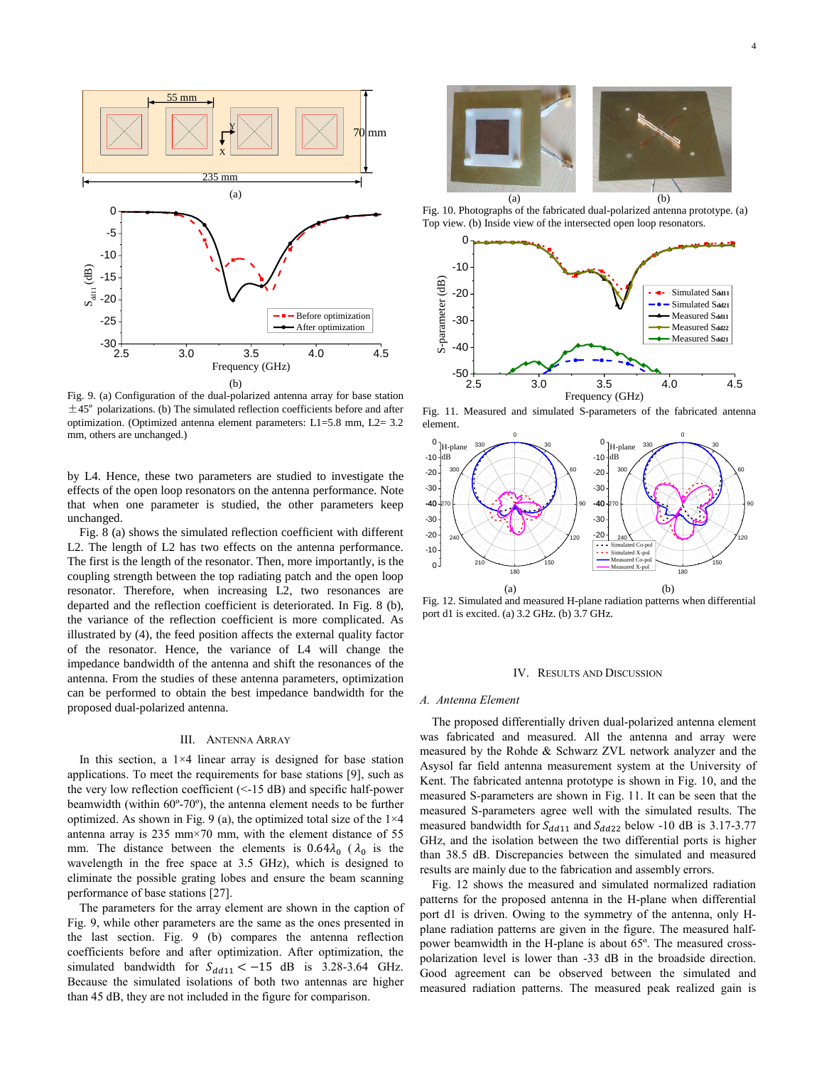55 mm

70 mm

235 mm

Y

X

(a)

0

-5

-10

-15

-20

-25

-30

$S_{dd11}$ (dB)

2.5 3.0 3.5 4.0 4.5

Frequency (GHz)

Before optimization

After optimization

(b)

Fig. 9. (a) Configuration of the dual-polarized antenna array for base station ±45º polarizations. (b) The simulated reflection coefficients before and after optimization. (Optimized antenna element parameters: L1=5.8 mm, L2= 3.2 mm, others are unchanged.)

by L4. Hence, these two parameters are studied to investigate the effects of the open loop resonators on the antenna performance. Note that when one parameter is studied, the other parameters keep unchanged.

Fig. 8 (a) shows the simulated reflection coefficient with different L2. The length of L2 has two effects on the antenna performance. The first is the length of the resonator. Then, more importantly, is the coupling strength between the top radiating patch and the open loop resonator. Therefore, when increasing L2, two resonances are departed and the reflection coefficient is deteriorated. In Fig. 8 (b), the variance of the reflection coefficient is more complicated. As illustrated by (4), the feed position affects the external quality factor of the resonator. Hence, the variance of L4 will change the impedance bandwidth of the antenna and shift the resonances of the antenna. From the studies of these antenna parameters, optimization can be performed to obtain the best impedance bandwidth for the proposed dual-polarized antenna.

## III. Antenna Array

In this section, a 1×4 linear array is designed for base station applications. To meet the requirements for base stations [9], such as the very low reflection coefficient (<-15 dB) and specific half-power beamwidth (within 60º-70º), the antenna element needs to be further optimized. As shown in Fig. 9 (a), the optimized total size of the 1×4 antenna array is 235 mm×70 mm, with the element distance of 55 mm. The distance between the elements is $0.64\lambda_0$ ($\lambda_0$ is the wavelength in the free space at 3.5 GHz), which is designed to eliminate the possible grating lobes and ensure the beam scanning performance of base stations [27].

The parameters for the array element are shown in the caption of Fig. 9, while other parameters are the same as the ones presented in the last section. Fig. 9 (b) compares the antenna reflection coefficients before and after optimization. After optimization, the simulated bandwidth for $S_{dd11} < -15$ dB is 3.28-3.64 GHz. Because the simulated isolations of both two antennas are higher than 45 dB, they are not included in the figure for comparison.

(a) (b)

Fig. 10. Photographs of the fabricated dual-polarized antenna prototype. (a) Top view. (b) Inside view of the intersected open loop resonators.

0

-10

-20

-30

-40

-50

S-parameter (dB)

2.5 3.0 3.5 4.0 4.5

Frequency (GHz)

Simulated $S_{dd11}$

Simulated $S_{dd21}$

Measured $S_{dd11}$

Measured $S_{dd22}$

Measured $S_{dd21}$

Fig. 11. Measured and simulated S-parameters of the fabricated antenna element.

H-plane dB

Simulated Co-pol

Simulated X-pol

Measured Co-pol

Measured X-pol

(a) (b)

Fig. 12. Simulated and measured H-plane radiation patterns when differential port d1 is excited. (a) 3.2 GHz. (b) 3.7 GHz.

## IV. Results and Discussion

### A. Antenna Element

The proposed differentially driven dual-polarized antenna element was fabricated and measured. All the antenna and array were measured by the Rohde & Schwarz ZVL network analyzer and the Asysol far field antenna measurement system at the University of Kent. The fabricated antenna prototype is shown in Fig. 10, and the measured S-parameters are shown in Fig. 11. It can be seen that the measured S-parameters agree well with the simulated results. The measured bandwidth for $S_{dd11}$ and $S_{dd22}$ below -10 dB is 3.17-3.77 GHz, and the isolation between the two differential ports is higher than 38.5 dB. Discrepancies between the simulated and measured results are mainly due to the fabrication and assembly errors.

Fig. 12 shows the measured and simulated normalized radiation patterns for the proposed antenna in the H-plane when differential port d1 is driven. Owing to the symmetry of the antenna, only H-plane radiation patterns are given in the figure. The measured half-power beamwidth in the H-plane is about 65º. The measured cross-polarization level is lower than -33 dB in the broadside direction. Good agreement can be observed between the simulated and measured radiation patterns. The measured peak realized gain is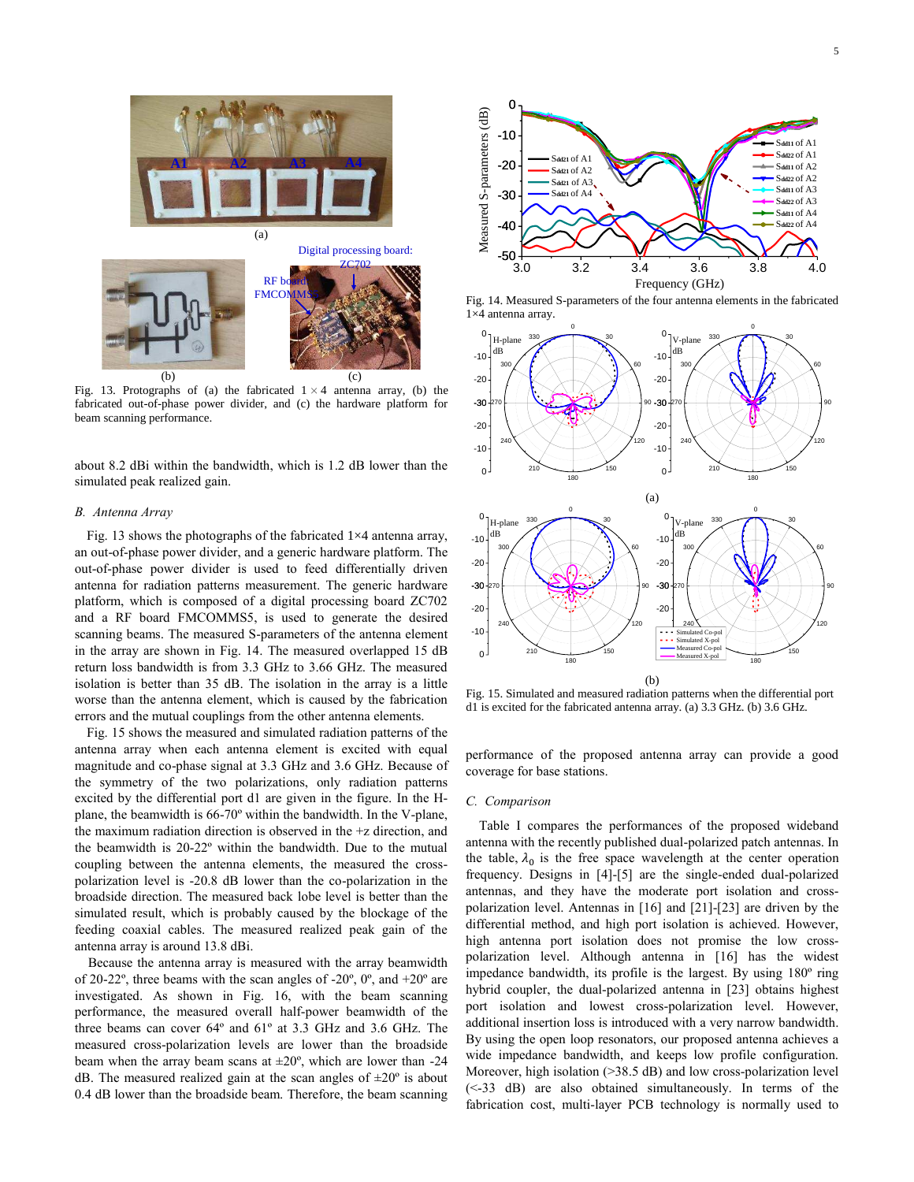(a)

Digital processing board: ZC702

RF board: FMCOMMS5

(b)

(c)

Fig. 13. Protographs of (a) the fabricated 1 × 4 antenna array, (b) the fabricated out-of-phase power divider, and (c) the hardware platform for beam scanning performance.

about 8.2 dBi within the bandwidth, which is 1.2 dB lower than the simulated peak realized gain.

### B. Antenna Array

Fig. 13 shows the photographs of the fabricated 1×4 antenna array, an out-of-phase power divider, and a generic hardware platform. The out-of-phase power divider is used to feed differentially driven antenna for radiation patterns measurement. The generic hardware platform, which is composed of a digital processing board ZC702 and a RF board FMCOMMS5, is used to generate the desired scanning beams. The measured S-parameters of the antenna element in the array are shown in Fig. 14. The measured overlapped 15 dB return loss bandwidth is from 3.3 GHz to 3.66 GHz. The measured isolation is better than 35 dB. The isolation in the array is a little worse than the antenna element, which is caused by the fabrication errors and the mutual couplings from the other antenna elements.

Fig. 15 shows the measured and simulated radiation patterns of the antenna array when each antenna element is excited with equal magnitude and co-phase signal at 3.3 GHz and 3.6 GHz. Because of the symmetry of the two polarizations, only radiation patterns excited by the differential port d1 are given in the figure. In the H-plane, the beamwidth is 66-70º within the bandwidth. In the V-plane, the maximum radiation direction is observed in the +z direction, and the beamwidth is 20-22º within the bandwidth. Due to the mutual coupling between the antenna elements, the measured the cross-polarization level is -20.8 dB lower than the co-polarization in the broadside direction. The measured back lobe level is better than the simulated result, which is probably caused by the blockage of the feeding coaxial cables. The measured realized peak gain of the antenna array is around 13.8 dBi.

Because the antenna array is measured with the array beamwidth of 20-22º, three beams with the scan angles of -20º, 0º, and +20º are investigated. As shown in Fig. 16, with the beam scanning performance, the measured overall half-power beamwidth of the three beams can cover 64º and 61º at 3.3 GHz and 3.6 GHz. The measured cross-polarization levels are lower than the broadside beam when the array beam scans at ±20º, which are lower than -24 dB. The measured realized gain at the scan angles of ±20º is about 0.4 dB lower than the broadside beam. Therefore, the beam scanning performance of the proposed antenna array can provide a good coverage for base stations.

Measured S-parameters (dB)

Frequency (GHz)

$S_{dd21}$ of A1, $S_{dd21}$ of A2, $S_{dd21}$ of A3, $S_{dd21}$ of A4

$S_{dd11}$ of A1, $S_{dd22}$ of A1, $S_{dd11}$ of A2, $S_{dd22}$ of A2, $S_{dd11}$ of A3, $S_{dd22}$ of A3, $S_{dd11}$ of A4, $S_{dd22}$ of A4

Fig. 14. Measured S-parameters of the four antenna elements in the fabricated 1×4 antenna array.

H-plane dB

V-plane dB

(a)

(b)

Simulated Co-pol
Simulated X-pol
Measured Co-pol
Measured X-pol

Fig. 15. Simulated and measured radiation patterns when the differential port d1 is excited for the fabricated antenna array. (a) 3.3 GHz. (b) 3.6 GHz.

### C. Comparison

Table I compares the performances of the proposed wideband antenna with the recently published dual-polarized patch antennas. In the table, $\lambda_0$ is the free space wavelength at the center operation frequency. Designs in [4]-[5] are the single-ended dual-polarized antennas, and they have the moderate port isolation and cross-polarization level. Antennas in [16] and [21]-[23] are driven by the differential method, and high port isolation is achieved. However, high antenna port isolation does not promise the low cross-polarization level. Although antenna in [16] has the widest impedance bandwidth, its profile is the largest. By using 180º ring hybrid coupler, the dual-polarized antenna in [23] obtains highest port isolation and lowest cross-polarization level. However, additional insertion loss is introduced with a very narrow bandwidth. By using the open loop resonators, our proposed antenna achieves a wide impedance bandwidth, and keeps low profile configuration. Moreover, high isolation (>38.5 dB) and low cross-polarization level (<-33 dB) are also obtained simultaneously. In terms of the fabrication cost, multi-layer PCB technology is normally used to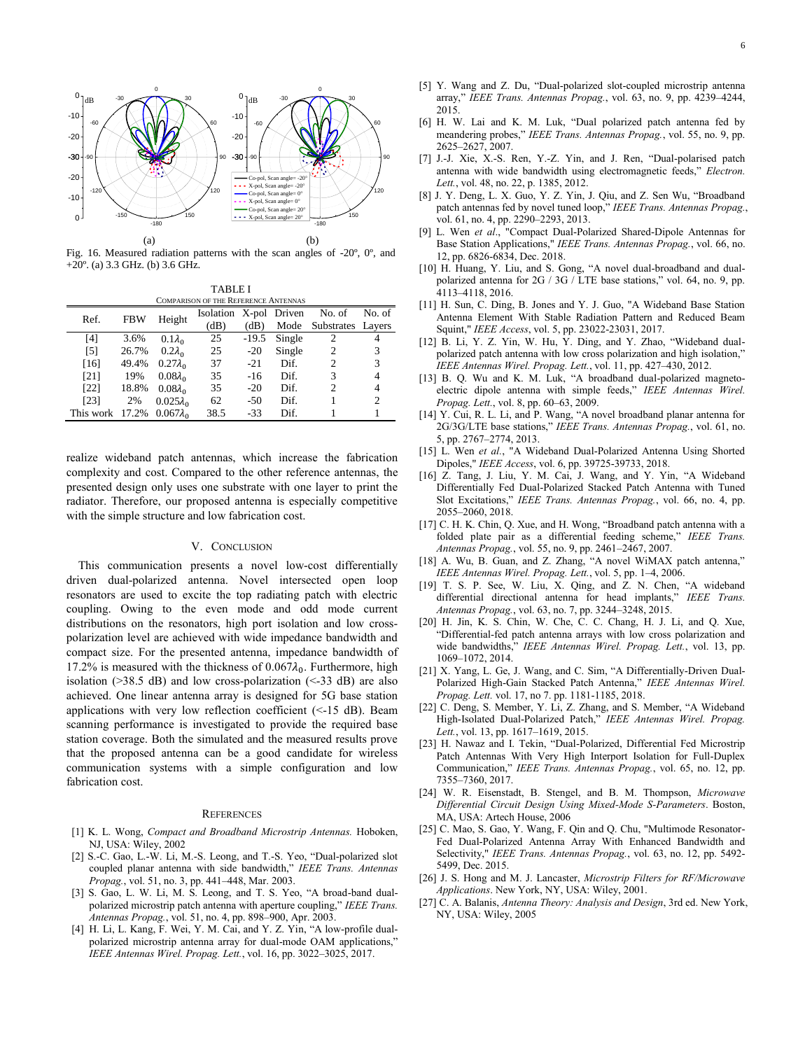0 dB -30 0 30
-10 -60 60
-20
-30 -90 90
-20
-10 -120 120
0 -150 150
-180

(a)

0 dB -30 0 30
-10 -60 60
-20
-30 -90 90
-20
-10 -120 120
0 -150 150
-180

Co-pol, Scan angle= -20°
X-pol, Scan angle= -20°
Co-pol, Scan angle= 0°
X-pol, Scan angle= 0°
Co-pol, Scan angle= 20°
X-pol, Scan angle= 20°

(b)

Fig. 16. Measured radiation patterns with the scan angles of -20º, 0º, and +20º. (a) 3.3 GHz. (b) 3.6 GHz.

TABLE I
COMPARISON OF THE REFERENCE ANTENNAS

| Ref. | FBW | Height | Isolation (dB) | X-pol (dB) | Driven Mode | No. of Substrates | No. of Layers |
|---|---|---|---|---|---|---|---|
| [4] | 3.6% | $0.1\lambda_0$ | 25 | -19.5 | Single | 2 | 4 |
| [5] | 26.7% | $0.2\lambda_0$ | 25 | -20 | Single | 2 | 3 |
| [16] | 49.4% | $0.27\lambda_0$ | 37 | -21 | Dif. | 2 | 3 |
| [21] | 19% | $0.08\lambda_0$ | 35 | -16 | Dif. | 3 | 4 |
| [22] | 18.8% | $0.08\lambda_0$ | 35 | -20 | Dif. | 2 | 4 |
| [23] | 2% | $0.025\lambda_0$ | 62 | -50 | Dif. | 1 | 2 |
| This work | 17.2% | $0.067\lambda_0$ | 38.5 | -33 | Dif. | 1 | 1 |

realize wideband patch antennas, which increase the fabrication complexity and cost. Compared to the other reference antennas, the presented design only uses one substrate with one layer to print the radiator. Therefore, our proposed antenna is especially competitive with the simple structure and low fabrication cost.

## V. CONCLUSION

This communication presents a novel low-cost differentially driven dual-polarized antenna. Novel intersected open loop resonators are used to excite the top radiating patch with electric coupling. Owing to the even mode and odd mode current distributions on the resonators, high port isolation and low cross-polarization level are achieved with wide impedance bandwidth and compact size. For the presented antenna, impedance bandwidth of 17.2% is measured with the thickness of $0.067\lambda_0$. Furthermore, high isolation (>38.5 dB) and low cross-polarization (<-33 dB) are also achieved. One linear antenna array is designed for 5G base station applications with very low reflection coefficient (<-15 dB). Beam scanning performance is investigated to provide the required base station coverage. Both the simulated and the measured results prove that the proposed antenna can be a good candidate for wireless communication systems with a simple configuration and low fabrication cost.

## REFERENCES

[1] K. L. Wong, *Compact and Broadband Microstrip Antennas.* Hoboken, NJ, USA: Wiley, 2002

[2] S.-C. Gao, L.-W. Li, M.-S. Leong, and T.-S. Yeo, "Dual-polarized slot coupled planar antenna with side bandwidth," *IEEE Trans. Antennas Propag.*, vol. 51, no. 3, pp. 441–448, Mar. 2003.

[3] S. Gao, L. W. Li, M. S. Leong, and T. S. Yeo, "A broad-band dual-polarized microstrip patch antenna with aperture coupling," *IEEE Trans. Antennas Propag.*, vol. 51, no. 4, pp. 898–900, Apr. 2003.

[4] H. Li, L. Kang, F. Wei, Y. M. Cai, and Y. Z. Yin, "A low-profile dual-polarized microstrip antenna array for dual-mode OAM applications," *IEEE Antennas Wirel. Propag. Lett.*, vol. 16, pp. 3022–3025, 2017.

[5] Y. Wang and Z. Du, "Dual-polarized slot-coupled microstrip antenna array," *IEEE Trans. Antennas Propag.*, vol. 63, no. 9, pp. 4239–4244, 2015.

[6] H. W. Lai and K. M. Luk, "Dual polarized patch antenna fed by meandering probes," *IEEE Trans. Antennas Propag.*, vol. 55, no. 9, pp. 2625–2627, 2007.

[7] J.-J. Xie, X.-S. Ren, Y.-Z. Yin, and J. Ren, "Dual-polarised patch antenna with wide bandwidth using electromagnetic feeds," *Electron. Lett.*, vol. 48, no. 22, p. 1385, 2012.

[8] J. Y. Deng, L. X. Guo, Y. Z. Yin, J. Qiu, and Z. Sen Wu, "Broadband patch antennas fed by novel tuned loop," *IEEE Trans. Antennas Propag.*, vol. 61, no. 4, pp. 2290–2293, 2013.

[9] L. Wen *et al*., "Compact Dual-Polarized Shared-Dipole Antennas for Base Station Applications," *IEEE Trans. Antennas Propag.*, vol. 66, no. 12, pp. 6826-6834, Dec. 2018.

[10] H. Huang, Y. Liu, and S. Gong, "A novel dual-broadband and dual-polarized antenna for 2G / 3G / LTE base stations," vol. 64, no. 9, pp. 4113–4118, 2016.

[11] H. Sun, C. Ding, B. Jones and Y. J. Guo, "A Wideband Base Station Antenna Element With Stable Radiation Pattern and Reduced Beam Squint," *IEEE Access*, vol. 5, pp. 23022-23031, 2017.

[12] B. Li, Y. Z. Yin, W. Hu, Y. Ding, and Y. Zhao, "Wideband dual-polarized patch antenna with low cross polarization and high isolation," *IEEE Antennas Wirel. Propag. Lett.*, vol. 11, pp. 427–430, 2012.

[13] B. Q. Wu and K. M. Luk, "A broadband dual-polarized magneto-electric dipole antenna with simple feeds," *IEEE Antennas Wirel. Propag. Lett.*, vol. 8, pp. 60–63, 2009.

[14] Y. Cui, R. L. Li, and P. Wang, "A novel broadband planar antenna for 2G/3G/LTE base stations," *IEEE Trans. Antennas Propag.*, vol. 61, no. 5, pp. 2767–2774, 2013.

[15] L. Wen *et al.*, "A Wideband Dual-Polarized Antenna Using Shorted Dipoles," *IEEE Access*, vol. 6, pp. 39725-39733, 2018.

[16] Z. Tang, J. Liu, Y. M. Cai, J. Wang, and Y. Yin, "A Wideband Differentially Fed Dual-Polarized Stacked Patch Antenna with Tuned Slot Excitations," *IEEE Trans. Antennas Propag.*, vol. 66, no. 4, pp. 2055–2060, 2018.

[17] C. H. K. Chin, Q. Xue, and H. Wong, "Broadband patch antenna with a folded plate pair as a differential feeding scheme," *IEEE Trans. Antennas Propag.*, vol. 55, no. 9, pp. 2461–2467, 2007.

[18] A. Wu, B. Guan, and Z. Zhang, "A novel WiMAX patch antenna," *IEEE Antennas Wirel. Propag. Lett.*, vol. 5, pp. 1–4, 2006.

[19] T. S. P. See, W. Liu, X. Qing, and Z. N. Chen, "A wideband differential directional antenna for head implants," *IEEE Trans. Antennas Propag.*, vol. 63, no. 7, pp. 3244–3248, 2015.

[20] H. Jin, K. S. Chin, W. Che, C. C. Chang, H. J. Li, and Q. Xue, "Differential-fed patch antenna arrays with low cross polarization and wide bandwidths," *IEEE Antennas Wirel. Propag. Lett.*, vol. 13, pp. 1069–1072, 2014.

[21] X. Yang, L. Ge, J. Wang, and C. Sim, "A Differentially-Driven Dual-Polarized High-Gain Stacked Patch Antenna," *IEEE Antennas Wirel. Propag. Lett.* vol. 17, no 7. pp. 1181-1185, 2018.

[22] C. Deng, S. Member, Y. Li, Z. Zhang, and S. Member, "A Wideband High-Isolated Dual-Polarized Patch," *IEEE Antennas Wirel. Propag. Lett.*, vol. 13, pp. 1617–1619, 2015.

[23] H. Nawaz and I. Tekin, "Dual-Polarized, Differential Fed Microstrip Patch Antennas With Very High Interport Isolation for Full-Duplex Communication," *IEEE Trans. Antennas Propag.*, vol. 65, no. 12, pp. 7355–7360, 2017.

[24] W. R. Eisenstadt, B. Stengel, and B. M. Thompson, *Microwave Differential Circuit Design Using Mixed-Mode S-Parameters*. Boston, MA, USA: Artech House, 2006

[25] C. Mao, S. Gao, Y. Wang, F. Qin and Q. Chu, "Multimode Resonator-Fed Dual-Polarized Antenna Array With Enhanced Bandwidth and Selectivity," *IEEE Trans. Antennas Propag.*, vol. 63, no. 12, pp. 5492-5499, Dec. 2015.

[26] J. S. Hong and M. J. Lancaster, *Microstrip Filters for RF/Microwave Applications*. New York, NY, USA: Wiley, 2001.

[27] C. A. Balanis, *Antenna Theory: Analysis and Design*, 3rd ed. New York, NY, USA: Wiley, 2005